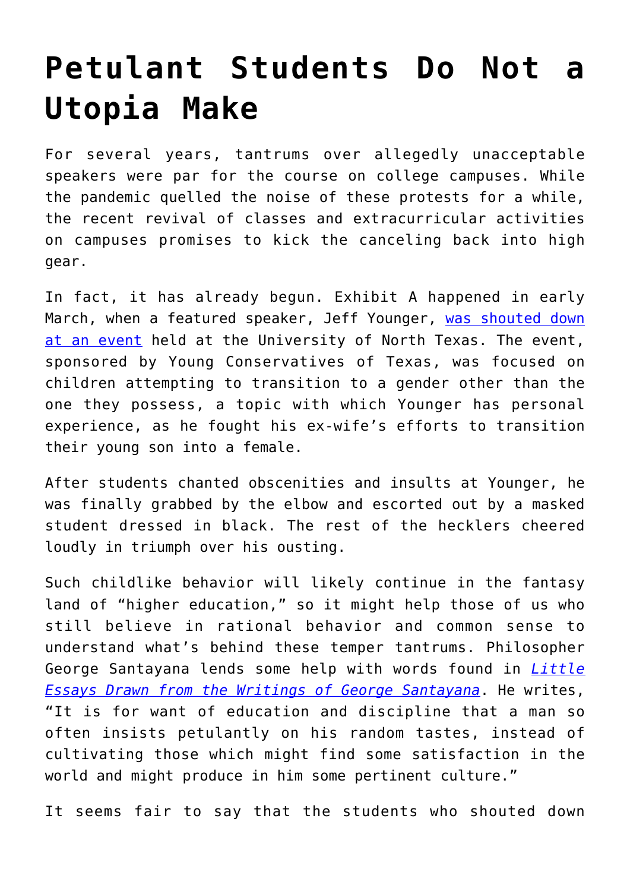# Petulant Students Do Not a Utopia Make

For several years, tantrums over allegedly unacceptable speakers were par for the course on college campuses. While the pandemic quelled the noise of these protests for a while, the recent revival of classes and extracurricular activities on campuses promises to kick the canceling back into high gear.

In fact, it has already begun. Exhibit A happened in early March, when a featured speaker, Jeff Younger, was shouted down at an event held at the University of North Texas. The event, sponsored by Young Conservatives of Texas, was focused on children attempting to transition to a gender other than the one they possess, a topic with which Younger has personal experience, as he fought his ex-wife's efforts to transition their young son into a female.

After students chanted obscenities and insults at Younger, he was finally grabbed by the elbow and escorted out by a masked student dressed in black. The rest of the hecklers cheered loudly in triumph over his ousting.

Such childlike behavior will likely continue in the fantasy land of "higher education," so it might help those of us who still believe in rational behavior and common sense to understand what's behind these temper tantrums. Philosopher George Santayana lends some help with words found in *Little Essays Drawn from the Writings of George Santayana*. He writes, "It is for want of education and discipline that a man so often insists petulantly on his random tastes, instead of cultivating those which might find some satisfaction in the world and might produce in him some pertinent culture."

It seems fair to say that the students who shouted down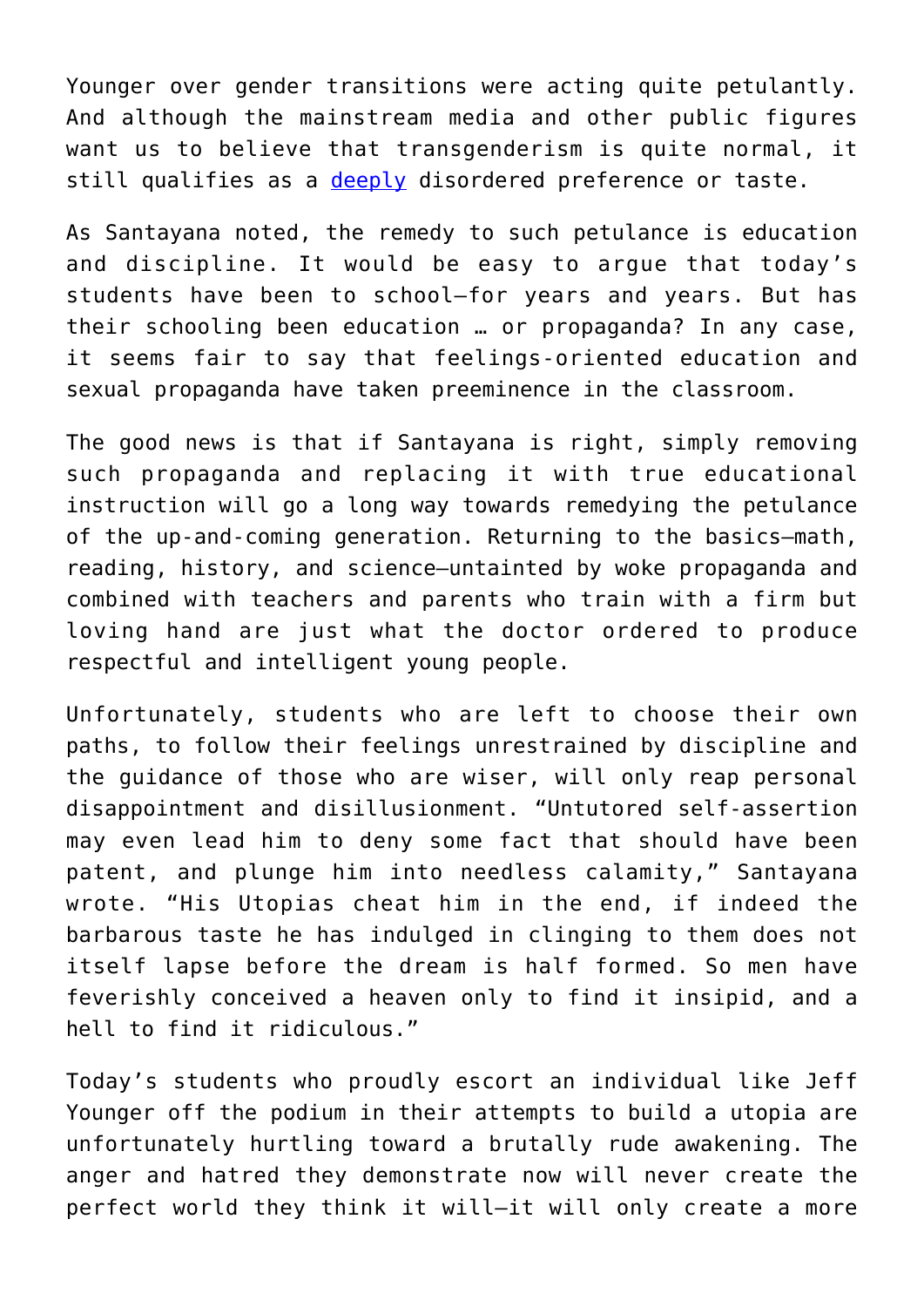Younger over gender transitions were acting quite petulantly. And although the mainstream media and other public figures want us to believe that transgenderism is quite normal, it still qualifies as a deeply disordered preference or taste.

As Santayana noted, the remedy to such petulance is education and discipline. It would be easy to argue that today's students have been to school—for years and years. But has their schooling been education … or propaganda? In any case, it seems fair to say that feelings-oriented education and sexual propaganda have taken preeminence in the classroom.

The good news is that if Santayana is right, simply removing such propaganda and replacing it with true educational instruction will go a long way towards remedying the petulance of the up-and-coming generation. Returning to the basics—math, reading, history, and science—untainted by woke propaganda and combined with teachers and parents who train with a firm but loving hand are just what the doctor ordered to produce respectful and intelligent young people.

Unfortunately, students who are left to choose their own paths, to follow their feelings unrestrained by discipline and the guidance of those who are wiser, will only reap personal disappointment and disillusionment. "Untutored self-assertion may even lead him to deny some fact that should have been patent, and plunge him into needless calamity," Santayana wrote. "His Utopias cheat him in the end, if indeed the barbarous taste he has indulged in clinging to them does not itself lapse before the dream is half formed. So men have feverishly conceived a heaven only to find it insipid, and a hell to find it ridiculous."

Today's students who proudly escort an individual like Jeff Younger off the podium in their attempts to build a utopia are unfortunately hurtling toward a brutally rude awakening. The anger and hatred they demonstrate now will never create the perfect world they think it will—it will only create a more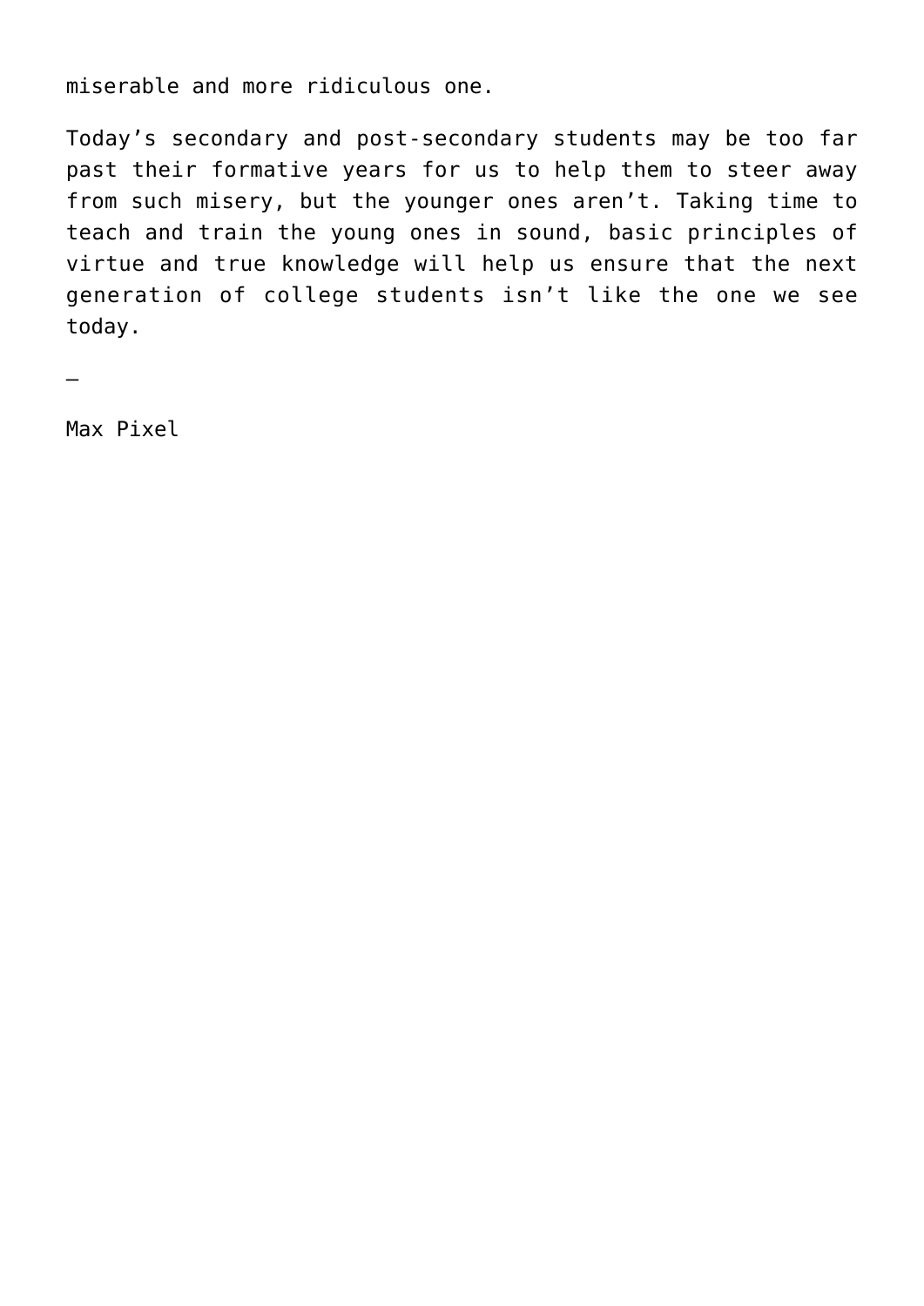miserable and more ridiculous one.

Today's secondary and post-secondary students may be too far past their formative years for us to help them to steer away from such misery, but the younger ones aren't. Taking time to teach and train the young ones in sound, basic principles of virtue and true knowledge will help us ensure that the next generation of college students isn't like the one we see today.

—

Max Pixel